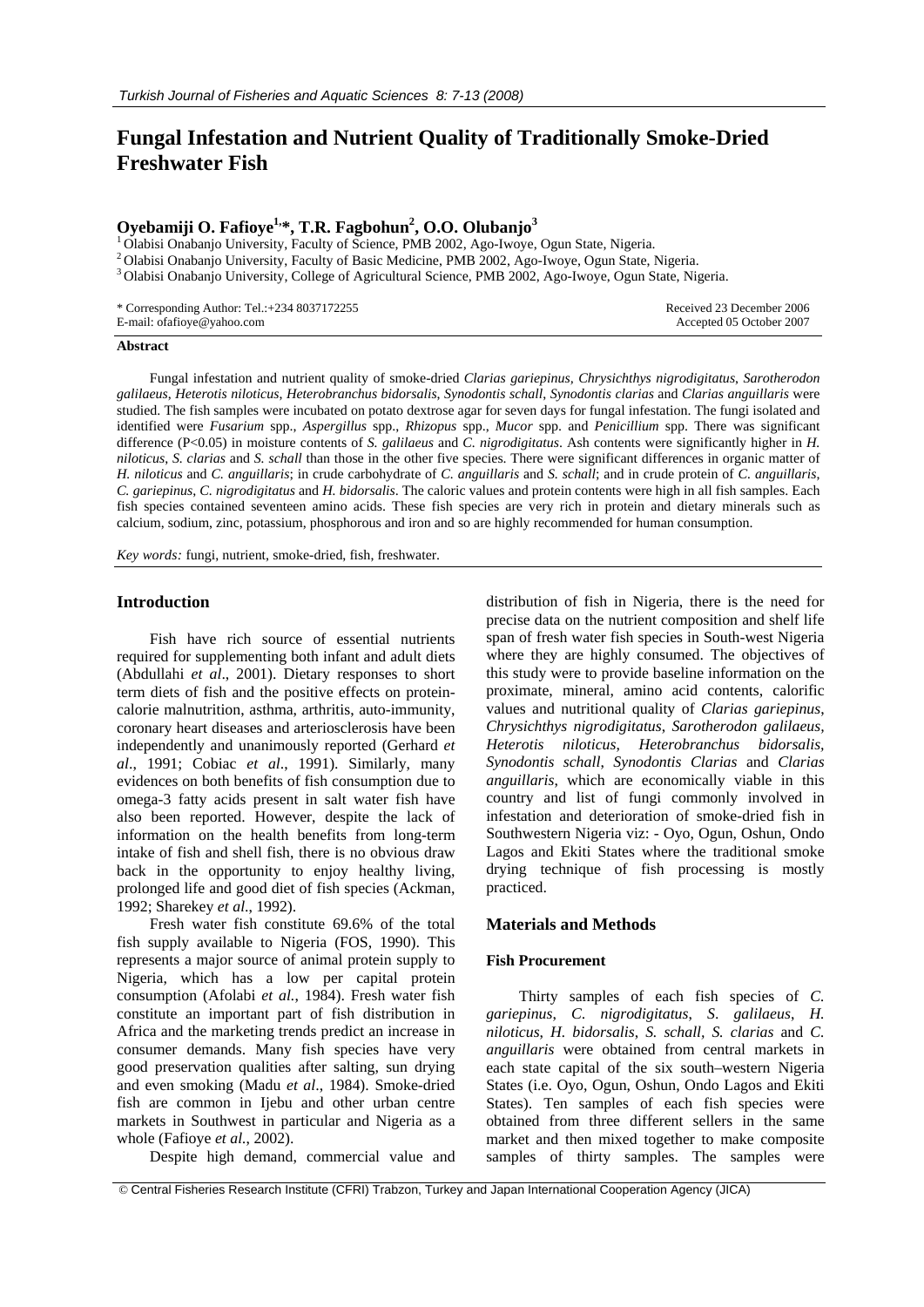# Fungal Infestation and Nutrient Quality of Traditionally Smoke-Dried Freshwater Fish

**Oyebamiji O. Fafioye[1,*], T.R. Fagbohun[2], O.O. Olubanjo[3]**

[1] Olabisi Onabanjo University, Faculty of Science, PMB 2002, Ago-Iwoye, Ogun State, Nigeria.
[2] Olabisi Onabanjo University, Faculty of Basic Medicine, PMB 2002, Ago-Iwoye, Ogun State, Nigeria.
[3] Olabisi Onabanjo University, College of Agricultural Science, PMB 2002, Ago-Iwoye, Ogun State, Nigeria.

\* Corresponding Author: Tel.:+234 8037172255
E-mail: ofafioye@yahoo.com

Received 23 December 2006
Accepted 05 October 2007

**Abstract**

Fungal infestation and nutrient quality of smoke-dried *Clarias gariepinus, Chrysichthys nigrodigitatus, Sarotherodon galilaeus, Heterotis niloticus, Heterobranchus bidorsalis, Synodontis schall, Synodontis clarias* and *Clarias anguillaris* were studied. The fish samples were incubated on potato dextrose agar for seven days for fungal infestation. The fungi isolated and identified were *Fusarium* spp., *Aspergillus* spp., *Rhizopus* spp., *Mucor* spp. and *Penicillium* spp. There was significant difference (P<0.05) in moisture contents of *S. galilaeus* and *C. nigrodigitatus*. Ash contents were significantly higher in *H. niloticus, S. clarias* and *S. schall* than those in the other five species. There were significant differences in organic matter of *H. niloticus* and *C. anguillaris*; in crude carbohydrate of *C. anguillaris* and *S. schall*; and in crude protein of *C. anguillaris, C. gariepinus, C. nigrodigitatus* and *H. bidorsalis*. The caloric values and protein contents were high in all fish samples. Each fish species contained seventeen amino acids. These fish species are very rich in protein and dietary minerals such as calcium, sodium, zinc, potassium, phosphorous and iron and so are highly recommended for human consumption.

*Key words:* fungi, nutrient, smoke-dried, fish, freshwater.

## Introduction

Fish have rich source of essential nutrients required for supplementing both infant and adult diets (Abdullahi *et al*., 2001). Dietary responses to short term diets of fish and the positive effects on protein-calorie malnutrition, asthma, arthritis, auto-immunity, coronary heart diseases and arteriosclerosis have been independently and unanimously reported (Gerhard *et al*., 1991; Cobiac *et al*., 1991). Similarly, many evidences on both benefits of fish consumption due to omega-3 fatty acids present in salt water fish have also been reported. However, despite the lack of information on the health benefits from long-term intake of fish and shell fish, there is no obvious draw back in the opportunity to enjoy healthy living, prolonged life and good diet of fish species (Ackman, 1992; Sharekey *et al*., 1992).

Fresh water fish constitute 69.6% of the total fish supply available to Nigeria (FOS, 1990). This represents a major source of animal protein supply to Nigeria, which has a low per capital protein consumption (Afolabi *et al.*, 1984). Fresh water fish constitute an important part of fish distribution in Africa and the marketing trends predict an increase in consumer demands. Many fish species have very good preservation qualities after salting, sun drying and even smoking (Madu *et al*., 1984). Smoke-dried fish are common in Ijebu and other urban centre markets in Southwest in particular and Nigeria as a whole (Fafioye *et al.*, 2002).

Despite high demand, commercial value and distribution of fish in Nigeria, there is the need for precise data on the nutrient composition and shelf life span of fresh water fish species in South-west Nigeria where they are highly consumed. The objectives of this study were to provide baseline information on the proximate, mineral, amino acid contents, calorific values and nutritional quality of *Clarias gariepinus, Chrysichthys nigrodigitatus, Sarotherodon galilaeus, Heterotis niloticus, Heterobranchus bidorsalis, Synodontis schall, Synodontis Clarias* and *Clarias anguillaris*, which are economically viable in this country and list of fungi commonly involved in infestation and deterioration of smoke-dried fish in Southwestern Nigeria viz: - Oyo, Ogun, Oshun, Ondo Lagos and Ekiti States where the traditional smoke drying technique of fish processing is mostly practiced.

## Materials and Methods

### Fish Procurement

Thirty samples of each fish species of *C. gariepinus, C. nigrodigitatus, S. galilaeus, H. niloticus, H. bidorsalis, S. schall, S. clarias* and *C. anguillaris* were obtained from central markets in each state capital of the six south–western Nigeria States (i.e. Oyo, Ogun, Oshun, Ondo Lagos and Ekiti States). Ten samples of each fish species were obtained from three different sellers in the same market and then mixed together to make composite samples of thirty samples. The samples were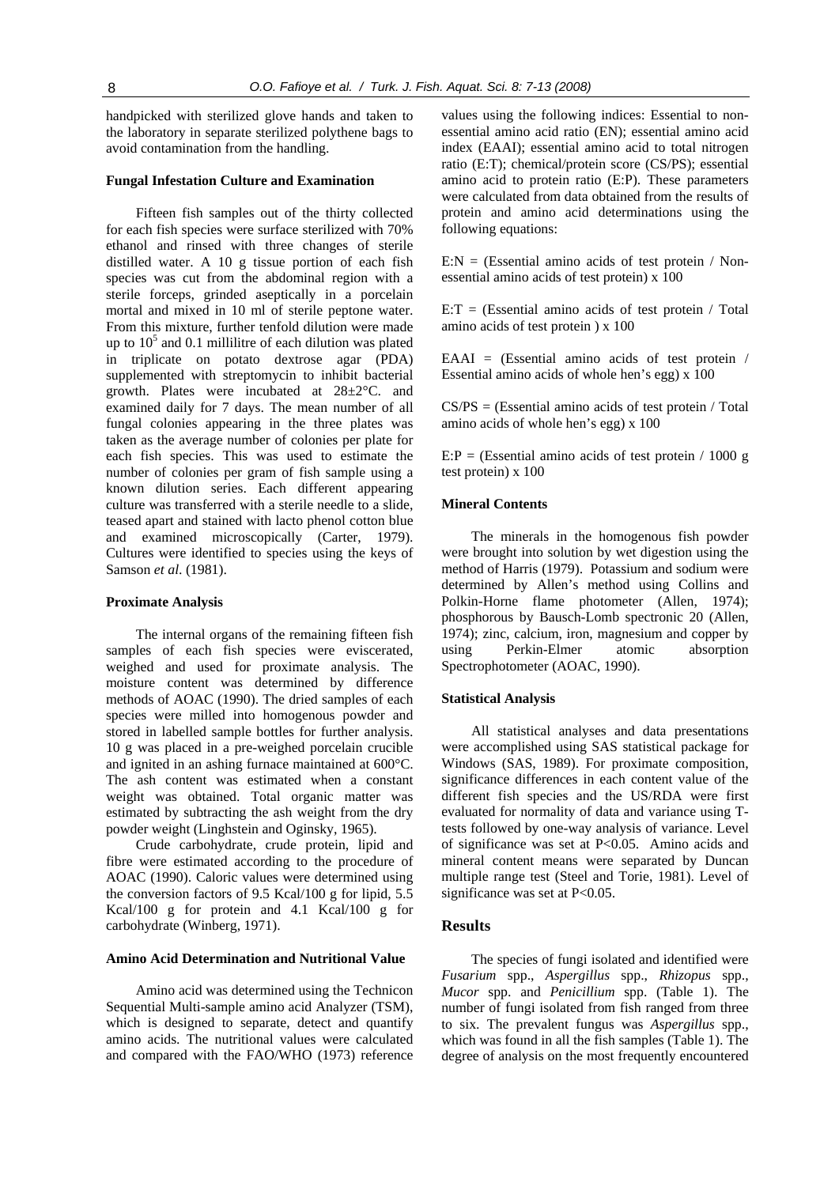handpicked with sterilized glove hands and taken to the laboratory in separate sterilized polythene bags to avoid contamination from the handling.

### Fungal Infestation Culture and Examination

Fifteen fish samples out of the thirty collected for each fish species were surface sterilized with 70% ethanol and rinsed with three changes of sterile distilled water. A 10 g tissue portion of each fish species was cut from the abdominal region with a sterile forceps, grinded aseptically in a porcelain mortal and mixed in 10 ml of sterile peptone water. From this mixture, further tenfold dilution were made up to $10^5$ and 0.1 millilitre of each dilution was plated in triplicate on potato dextrose agar (PDA) supplemented with streptomycin to inhibit bacterial growth. Plates were incubated at 28±2°C. and examined daily for 7 days. The mean number of all fungal colonies appearing in the three plates was taken as the average number of colonies per plate for each fish species. This was used to estimate the number of colonies per gram of fish sample using a known dilution series. Each different appearing culture was transferred with a sterile needle to a slide, teased apart and stained with lacto phenol cotton blue and examined microscopically (Carter, 1979). Cultures were identified to species using the keys of Samson *et al.* (1981).

### Proximate Analysis

The internal organs of the remaining fifteen fish samples of each fish species were eviscerated, weighed and used for proximate analysis. The moisture content was determined by difference methods of AOAC (1990). The dried samples of each species were milled into homogenous powder and stored in labelled sample bottles for further analysis. 10 g was placed in a pre-weighed porcelain crucible and ignited in an ashing furnace maintained at 600°C. The ash content was estimated when a constant weight was obtained. Total organic matter was estimated by subtracting the ash weight from the dry powder weight (Linghstein and Oginsky, 1965).

Crude carbohydrate, crude protein, lipid and fibre were estimated according to the procedure of AOAC (1990). Caloric values were determined using the conversion factors of 9.5 Kcal/100 g for lipid, 5.5 Kcal/100 g for protein and 4.1 Kcal/100 g for carbohydrate (Winberg, 1971).

### Amino Acid Determination and Nutritional Value

Amino acid was determined using the Technicon Sequential Multi-sample amino acid Analyzer (TSM), which is designed to separate, detect and quantify amino acids. The nutritional values were calculated and compared with the FAO/WHO (1973) reference values using the following indices: Essential to non-essential amino acid ratio (EN); essential amino acid index (EAAI); essential amino acid to total nitrogen ratio (E:T); chemical/protein score (CS/PS); essential amino acid to protein ratio (E:P). These parameters were calculated from data obtained from the results of protein and amino acid determinations using the following equations:

E:N = (Essential amino acids of test protein / Non-essential amino acids of test protein) x 100

E:T = (Essential amino acids of test protein / Total amino acids of test protein ) x 100

EAAI = (Essential amino acids of test protein / Essential amino acids of whole hen's egg) x 100

CS/PS = (Essential amino acids of test protein / Total amino acids of whole hen's egg) x 100

E:P = (Essential amino acids of test protein / 1000 g test protein) x 100

### Mineral Contents

The minerals in the homogenous fish powder were brought into solution by wet digestion using the method of Harris (1979). Potassium and sodium were determined by Allen's method using Collins and Polkin-Horne flame photometer (Allen, 1974); phosphorous by Bausch-Lomb spectronic 20 (Allen, 1974); zinc, calcium, iron, magnesium and copper by using Perkin-Elmer atomic absorption Spectrophotometer (AOAC, 1990).

### Statistical Analysis

All statistical analyses and data presentations were accomplished using SAS statistical package for Windows (SAS, 1989). For proximate composition, significance differences in each content value of the different fish species and the US/RDA were first evaluated for normality of data and variance using T-tests followed by one-way analysis of variance. Level of significance was set at $P<0.05$. Amino acids and mineral content means were separated by Duncan multiple range test (Steel and Torie, 1981). Level of significance was set at $P<0.05$.

## Results

The species of fungi isolated and identified were *Fusarium* spp., *Aspergillus* spp., *Rhizopus* spp., *Mucor* spp. and *Penicillium* spp. (Table 1). The number of fungi isolated from fish ranged from three to six. The prevalent fungus was *Aspergillus* spp., which was found in all the fish samples (Table 1). The degree of analysis on the most frequently encountered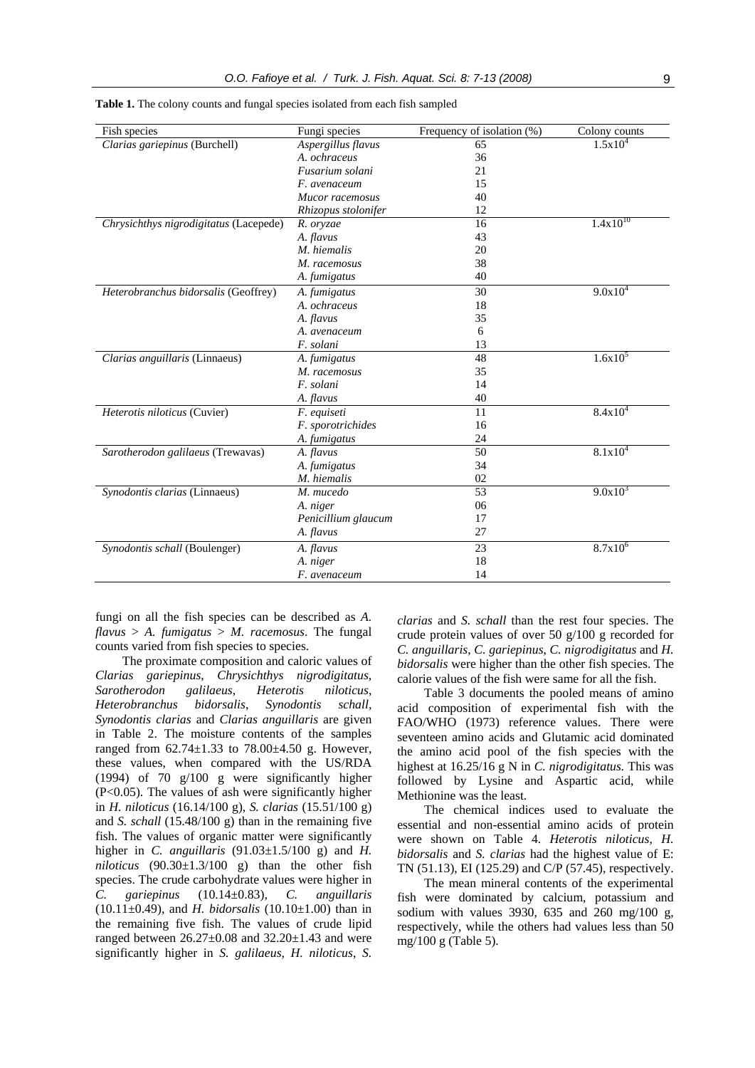**Table 1.** The colony counts and fungal species isolated from each fish sampled

| Fish species | Fungi species | Frequency of isolation (%) | Colony counts |
|---|---|---|---|
| *Clarias gariepinus* (Burchell) | *Aspergillus flavus* | 65 | $1.5x10^4$ |
| | *A. ochraceus* | 36 | |
| | *Fusarium solani* | 21 | |
| | *F. avenaceum* | 15 | |
| | *Mucor racemosus* | 40 | |
| | *Rhizopus stolonifer* | 12 | |
| *Chrysichthys nigrodigitatus* (Lacepede) | *R. oryzae* | 16 | $1.4x10^{10}$ |
| | *A. flavus* | 43 | |
| | *M. hiemalis* | 20 | |
| | *M. racemosus* | 38 | |
| | *A. fumigatus* | 40 | |
| *Heterobranchus bidorsalis* (Geoffrey) | *A. fumigatus* | 30 | $9.0x10^4$ |
| | *A. ochraceus* | 18 | |
| | *A. flavus* | 35 | |
| | *A. avenaceum* | 6 | |
| | *F. solani* | 13 | |
| *Clarias anguillaris* (Linnaeus) | *A. fumigatus* | 48 | $1.6x10^5$ |
| | *M. racemosus* | 35 | |
| | *F. solani* | 14 | |
| | *A. flavus* | 40 | |
| *Heterotis niloticus* (Cuvier) | *F. equiseti* | 11 | $8.4x10^4$ |
| | *F. sporotrichides* | 16 | |
| | *A. fumigatus* | 24 | |
| *Sarotherodon galilaeus* (Trewavas) | *A. flavus* | 50 | $8.1x10^4$ |
| | *A. fumigatus* | 34 | |
| | *M. hiemalis* | 02 | |
| *Synodontis clarias* (Linnaeus) | *M. mucedo* | 53 | $9.0x10^3$ |
| | *A. niger* | 06 | |
| | *Penicillium glaucum* | 17 | |
| | *A. flavus* | 27 | |
| *Synodontis schall* (Boulenger) | *A. flavus* | 23 | $8.7x10^6$ |
| | *A. niger* | 18 | |
| | *F. avenaceum* | 14 | |

fungi on all the fish species can be described as *A. flavus* > *A. fumigatus* > *M. racemosus*. The fungal counts varied from fish species to species.

The proximate composition and caloric values of *Clarias gariepinus*, *Chrysichthys nigrodigitatus*, *Sarotherodon galilaeus*, *Heterotis niloticus*, *Heterobranchus bidorsalis*, *Synodontis schall*, *Synodontis clarias* and *Clarias anguillaris* are given in Table 2. The moisture contents of the samples ranged from 62.74±1.33 to 78.00±4.50 g. However, these values, when compared with the US/RDA (1994) of 70 g/100 g were significantly higher ($P<0.05$). The values of ash were significantly higher in *H. niloticus* (16.14/100 g), *S. clarias* (15.51/100 g) and *S. schall* (15.48/100 g) than in the remaining five fish. The values of organic matter were significantly higher in *C. anguillaris* (91.03±1.5/100 g) and *H. niloticus* (90.30±1.3/100 g) than the other fish species. The crude carbohydrate values were higher in *C. gariepinus* (10.14±0.83), *C. anguillaris* (10.11±0.49), and *H. bidorsalis* (10.10±1.00) than in the remaining five fish. The values of crude lipid ranged between 26.27±0.08 and 32.20±1.43 and were significantly higher in *S. galilaeus*, *H. niloticus*, *S. clarias* and *S. schall* than the rest four species. The crude protein values of over 50 g/100 g recorded for *C. anguillaris*, *C. gariepinus*, *C. nigrodigitatus* and *H. bidorsalis* were higher than the other fish species. The calorie values of the fish were same for all the fish.

Table 3 documents the pooled means of amino acid composition of experimental fish with the FAO/WHO (1973) reference values. There were seventeen amino acids and Glutamic acid dominated the amino acid pool of the fish species with the highest at 16.25/16 g N in *C. nigrodigitatus*. This was followed by Lysine and Aspartic acid, while Methionine was the least.

The chemical indices used to evaluate the essential and non-essential amino acids of protein were shown on Table 4. *Heterotis niloticus*, *H. bidorsalis* and *S. clarias* had the highest value of E: TN (51.13), EI (125.29) and C/P (57.45), respectively.

The mean mineral contents of the experimental fish were dominated by calcium, potassium and sodium with values 3930, 635 and 260 mg/100 g, respectively, while the others had values less than 50 mg/100 g (Table 5).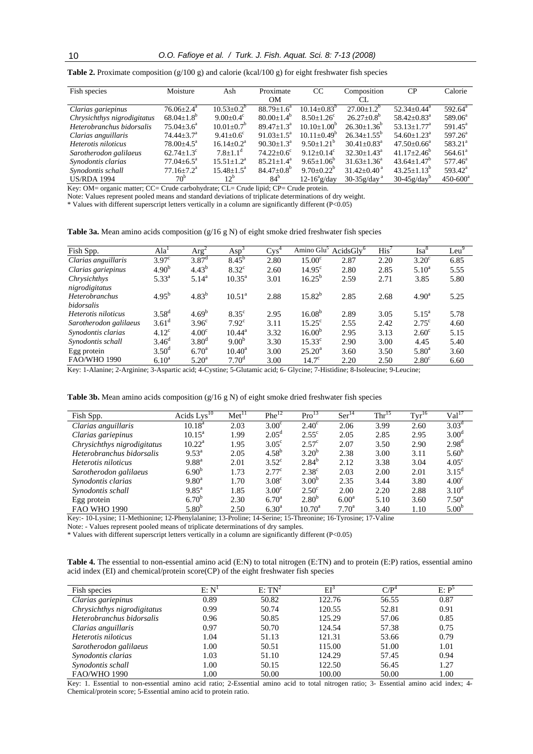**Table 2.** Proximate composition (g/100 g) and calorie (kcal/100 g) for eight freshwater fish species

| Fish species | Moisture | Ash | Proximate OM | CC | Composition CL | CP | Calorie |
|---|---|---|---|---|---|---|---|
| *Clarias gariepinus* | 76.06±2.4$^{a}$ | 10.53±0.2$^{b}$ | 88.79±1.6$^{a}$ | 10.14±0.83$^{b}$ | 27.00±1.2$^{b}$ | 52.34±0.44$^{a}$ | 592.64$^{a}$ |
| *Chrysichthys nigrodigitatus* | 68.04±1.8$^{b}$ | 9.00±0.4$^{c}$ | 80.00±1.4$^{b}$ | 8.50±1.26$^{c}$ | 26.27±0.8$^{b}$ | 58.42±0.83$^{a}$ | 589.06$^{a}$ |
| *Heterobranchus bidorsalis* | 75.04±3.6$^{a}$ | 10.01±0.7$^{b}$ | 89.47±1.3$^{a}$ | 10.10±1.00$^{b}$ | 26.30±1.36$^{b}$ | 53.13±1.77$^{a}$ | 591.45$^{a}$ |
| *Clarias anguillaris* | 74.44±3.7$^{a}$ | 9.41±0.6$^{c}$ | 91.03±1.5$^{a}$ | 10.11±0.49$^{b}$ | 26.34±1.55$^{b}$ | 54.60±1.23$^{a}$ | 597.26$^{a}$ |
| *Heterotis niloticus* | 78.00±4.5$^{a}$ | 16.14±0.2$^{a}$ | 90.30±1.3$^{a}$ | 9.50±1.21$^{b}$ | 30.41±0.83$^{a}$ | 47.50±0.66$^{a}$ | 583.21$^{a}$ |
| *Sarotherodon galilaeus* | 62.74±1.3$^{c}$ | 7.8±1.1$^{d}$ | 74.22±0.6$^{c}$ | 9.12±0.14$^{c}$ | 32.30±1.43$^{a}$ | 41.17±2.46$^{b}$ | 564.61$^{a}$ |
| *Synodontis clarias* | 77.04±6.5$^{a}$ | 15.51±1.2$^{a}$ | 85.21±1.4$^{a}$ | 9.65±1.06$^{b}$ | 31.63±1.36$^{a}$ | 43.64±1.47$^{b}$ | 577.46$^{a}$ |
| *Synodontis schall* | 77.16±7.2$^{a}$ | 15.48±1.5$^{a}$ | 84.47±0.8$^{b}$ | 9.70±0.22$^{b}$ | 31.42±0.40$^{a}$ | 43.25±1.13$^{b}$ | 593.42$^{a}$ |
| US/RDA 1994 | 70$^{b}$ | 12$^{b}$ | 84$^{b}$ | 12-16$^{a}$g/day | 30-35g/day$^{a}$ | 30-45g/day$^{b}$ | 450-600$^{a}$ |

Key: OM= organic matter; CC= Crude carbohydrate; CL= Crude lipid; CP= Crude protein.

Note: Values represent pooled means and standard deviations of triplicate determinations of dry weight.

\* Values with different superscript letters vertically in a column are significantly different ($P<0.05$)

**Table 3a.** Mean amino acids composition (g/16 g N) of eight smoke dried freshwater fish species

| Fish Spp. | Ala[1] | Arg[2] | Asp[3] | Cys[4] | Amino Glu[5] | AcidsGly[6] | His[7] | Isa[8] | Leu[9] |
|---|---|---|---|---|---|---|---|---|---|
| *Clarias anguillaris* | 3.97$^{c}$ | 3.87$^{d}$ | 8.45$^{b}$ | 2.80 | 15.00$^{c}$ | 2.87 | 2.20 | 3.20$^{c}$ | 6.85 |
| *Clarias gariepinus* | 4.90$^{b}$ | 4.43$^{b}$ | 8.32$^{c}$ | 2.60 | 14.95$^{c}$ | 2.80 | 2.85 | 5.10$^{a}$ | 5.55 |
| *Chrysichthys nigrodigitatus* | 5.33$^{a}$ | 5.14$^{a}$ | 10.35$^{a}$ | 3.01 | 16.25$^{b}$ | 2.59 | 2.71 | 3.85 | 5.80 |
| *Heterobranchus bidorsalis* | 4.95$^{b}$ | 4.83$^{b}$ | 10.51$^{a}$ | 2.88 | 15.82$^{b}$ | 2.85 | 2.68 | 4.90$^{a}$ | 5.25 |
| *Heterotis niloticus* | 3.58$^{d}$ | 4.69$^{b}$ | 8.35$^{c}$ | 2.95 | 16.08$^{b}$ | 2.89 | 3.05 | 5.15$^{a}$ | 5.78 |
| *Sarotherodon galilaeus* | 3.61$^{d}$ | 3.96$^{c}$ | 7.92$^{c}$ | 3.11 | 15.25$^{c}$ | 2.55 | 2.42 | 2.75$^{c}$ | 4.60 |
| *Synodontis clarias* | 4.12$^{c}$ | 4.00$^{c}$ | 10.44$^{a}$ | 3.32 | 16.00$^{b}$ | 2.95 | 3.13 | 2.60$^{c}$ | 5.15 |
| *Synodontis schall* | 3.46$^{d}$ | 3.80$^{d}$ | 9.00$^{b}$ | 3.30 | 15.33$^{c}$ | 2.90 | 3.00 | 4.45 | 5.40 |
| Egg protein | 3.50$^{d}$ | 6.70$^{a}$ | 10.40$^{a}$ | 3.00 | 25.20$^{a}$ | 3.60 | 3.50 | 5.80$^{a}$ | 3.60 |
| FAO/WHO 1990 | 6.10$^{a}$ | 5.20$^{a}$ | 7.70$^{d}$ | 3.00 | 14.7$^{c}$ | 2.20 | 2.50 | 2.80$^{c}$ | 6.60 |

Key: 1-Alanine; 2-Arginine; 3-Aspartic acid; 4-Cystine; 5-Glutamic acid; 6- Glycine; 7-Histidine; 8-Isoleucine; 9-Leucine;

**Table 3b.** Mean amino acids composition (g/16 g N) of eight smoke dried freshwater fish species

| Fish Spp. | Acids Lys[10] | Met[11] | Phe[12] | Pro[13] | Ser[14] | Thr[15] | Tyr[16] | Val[17] |
|---|---|---|---|---|---|---|---|---|
| *Clarias anguillaris* | 10.18$^{a}$ | 2.03 | 3.00$^{c}$ | 2.40$^{c}$ | 2.06 | 3.99 | 2.60 | 3.03$^{d}$ |
| *Clarias gariepinus* | 10.15$^{a}$ | 1.99 | 2.05$^{d}$ | 2.55$^{c}$ | 2.05 | 2.85 | 2.95 | 3.00$^{d}$ |
| *Chrysichthys nigrodigitatus* | 10.22$^{a}$ | 1.95 | 3.05$^{c}$ | 2.57$^{c}$ | 2.07 | 3.50 | 2.90 | 2.98$^{d}$ |
| *Heterobranchus bidorsalis* | 9.53$^{a}$ | 2.05 | 4.58$^{b}$ | 3.20$^{b}$ | 2.38 | 3.00 | 3.11 | 5.60$^{b}$ |
| *Heterotis niloticus* | 9.88$^{a}$ | 2.01 | 3.52$^{c}$ | 2.84$^{b}$ | 2.12 | 3.38 | 3.04 | 4.05$^{c}$ |
| *Sarotherodon galilaeus* | 6.90$^{b}$ | 1.73 | 2.77$^{c}$ | 2.38$^{c}$ | 2.03 | 2.00 | 2.01 | 3.15$^{d}$ |
| *Synodontis clarias* | 9.80$^{a}$ | 1.70 | 3.08$^{c}$ | 3.00$^{b}$ | 2.35 | 3.44 | 3.80 | 4.00$^{c}$ |
| *Synodontis schall* | 9.85$^{a}$ | 1.85 | 3.00$^{c}$ | 2.50$^{c}$ | 2.00 | 2.20 | 2.88 | 3.10$^{d}$ |
| Egg protein | 6.70$^{b}$ | 2.30 | 6.70$^{a}$ | 2.80$^{b}$ | 6.00$^{a}$ | 5.10 | 3.60 | 7.50$^{a}$ |
| FAO WHO 1990 | 5.80$^{b}$ | 2.50 | 6.30$^{a}$ | 10.70$^{a}$ | 7.70$^{a}$ | 3.40 | 1.10 | 5.00$^{b}$ |

Key:- 10-Lysine; 11-Methionine; 12-Phenylalanine; 13-Proline; 14-Serine; 15-Threonine; 16-Tyrosine; 17-Valine

Note: - Values represent pooled means of triplicate determinations of dry samples.

\* Values with different superscript letters vertically in a column are significantly different ($P<0.05$)

**Table 4.** The essential to non-essential amino acid (E:N) to total nitrogen (E:TN) and to protein (E:P) ratios, essential amino acid index (EI) and chemical/protein score(CP) of the eight freshwater fish species

| Fish species | E: N[1] | E: TN[2] | EI[3] | C/P[4] | E: P[5] |
|---|---|---|---|---|---|
| *Clarias gariepinus* | 0.89 | 50.82 | 122.76 | 56.55 | 0.87 |
| *Chrysichthys nigrodigitatus* | 0.99 | 50.74 | 120.55 | 52.81 | 0.91 |
| *Heterobranchus bidorsalis* | 0.96 | 50.85 | 125.29 | 57.06 | 0.85 |
| *Clarias anguillaris* | 0.97 | 50.70 | 124.54 | 57.38 | 0.75 |
| *Heterotis niloticus* | 1.04 | 51.13 | 121.31 | 53.66 | 0.79 |
| *Sarotherodon galilaeus* | 1.00 | 50.51 | 115.00 | 51.00 | 1.01 |
| *Synodontis clarias* | 1.03 | 51.10 | 124.29 | 57.45 | 0.94 |
| *Synodontis schall* | 1.00 | 50.15 | 122.50 | 56.45 | 1.27 |
| FAO/WHO 1990 | 1.00 | 50.00 | 100.00 | 50.00 | 1.00 |

Key: 1. Essential to non-essential amino acid ratio; 2-Essential amino acid to total nitrogen ratio; 3- Essential amino acid index; 4-Chemical/protein score; 5-Essential amino acid to protein ratio.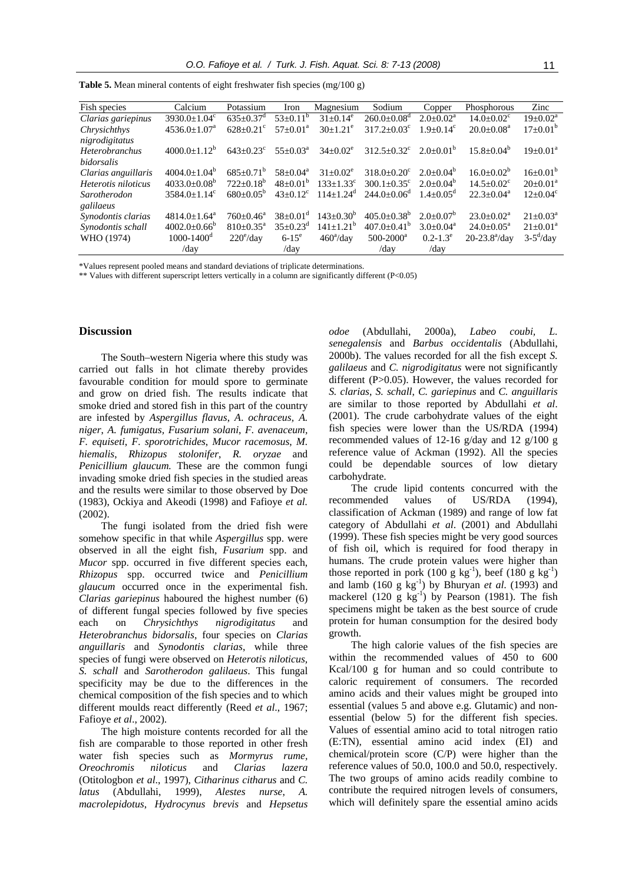**Table 5.** Mean mineral contents of eight freshwater fish species (mg/100 g)

| Fish species | Calcium | Potassium | Iron | Magnesium | Sodium | Copper | Phosphorous | Zinc |
|---|---|---|---|---|---|---|---|---|
| *Clarias gariepinus* | $3930.0\pm1.04^c$ | $635\pm0.37^d$ | $53\pm0.11^b$ | $31\pm0.14^e$ | $260.0\pm0.08^d$ | $2.0\pm0.02^a$ | $14.0\pm0.02^c$ | $19\pm0.02^a$ |
| *Chrysichthys nigrodigitatus* | $4536.0\pm1.07^a$ | $628\pm0.21^c$ | $57\pm0.01^a$ | $30\pm1.21^e$ | $317.2\pm0.03^c$ | $1.9\pm0.14^c$ | $20.0\pm0.08^a$ | $17\pm0.01^b$ |
| *Heterobranchus bidorsalis* | $4000.0\pm1.12^b$ | $643\pm0.23^c$ | $55\pm0.03^a$ | $34\pm0.02^e$ | $312.5\pm0.32^c$ | $2.0\pm0.01^b$ | $15.8\pm0.04^b$ | $19\pm0.01^a$ |
| *Clarias anguillaris* | $4004.0\pm1.04^b$ | $685\pm0.71^b$ | $58\pm0.04^a$ | $31\pm0.02^e$ | $318.0\pm0.20^c$ | $2.0\pm0.04^b$ | $16.0\pm0.02^b$ | $16\pm0.01^b$ |
| *Heterotis niloticus* | $4033.0\pm0.08^b$ | $722\pm0.18^b$ | $48\pm0.01^b$ | $133\pm1.33^c$ | $300.1\pm0.35^c$ | $2.0\pm0.04^b$ | $14.5\pm0.02^c$ | $20\pm0.01^a$ |
| *Sarotherodon galilaeus* | $3584.0\pm1.14^c$ | $680\pm0.05^b$ | $43\pm0.12^c$ | $114\pm1.24^d$ | $244.0\pm0.06^d$ | $1.4\pm0.05^d$ | $22.3\pm0.04^a$ | $12\pm0.04^c$ |
| *Synodontis clarias* | $4814.0\pm1.64^a$ | $760\pm0.46^a$ | $38\pm0.01^d$ | $143\pm0.30^b$ | $405.0\pm0.38^b$ | $2.0\pm0.07^b$ | $23.0\pm0.02^a$ | $21\pm0.03^a$ |
| *Synodontis schall* | $4002.0\pm0.66^b$ | $810\pm0.35^a$ | $35\pm0.23^d$ | $141\pm1.21^b$ | $407.0\pm0.41^b$ | $3.0\pm0.04^a$ | $24.0\pm0.05^a$ | $21\pm0.01^a$ |
| WHO (1974) | $1000\text{-}1400^d$ /day | $220^e$/day | $6\text{-}15^e$ /day | $460^a$/day | $500\text{-}2000^a$ /day | $0.2\text{-}1.3^e$ /day | $20\text{-}23.8^a$/day | $3\text{-}5^d$/day |

*Values represent pooled means and standard deviations of triplicate determinations.

** Values with different superscript letters vertically in a column are significantly different ($P<0.05$)

## Discussion

The South–western Nigeria where this study was carried out falls in hot climate thereby provides favourable condition for mould spore to germinate and grow on dried fish. The results indicate that smoke dried and stored fish in this part of the country are infested by *Aspergillus flavus*, *A. ochraceus*, *A. niger*, *A. fumigatus*, *Fusarium solani*, *F. avenaceum*, *F. equiseti*, *F. sporotrichides*, *Mucor racemosus*, *M. hiemalis*, *Rhizopus stolonifer*, *R. oryzae* and *Penicillium glaucum.* These are the common fungi invading smoke dried fish species in the studied areas and the results were similar to those observed by Doe (1983), Ockiya and Akeodi (1998) and Fafioye *et al.* (2002).

The fungi isolated from the dried fish were somehow specific in that while *Aspergillus* spp. were observed in all the eight fish, *Fusarium* spp. and *Mucor* spp. occurred in five different species each, *Rhizopus* spp. occurred twice and *Penicillium glaucum* occurred once in the experimental fish. *Clarias gariepinus* haboured the highest number (6) of different fungal species followed by five species each on *Chrysichthys nigrodigitatus* and *Heterobranchus bidorsalis*, four species on *Clarias anguillaris* and *Synodontis clarias*, while three species of fungi were observed on *Heterotis niloticus, S. schall* and *Sarotherodon galilaeus*. This fungal specificity may be due to the differences in the chemical composition of the fish species and to which different moulds react differently (Reed *et al*., 1967; Fafioye *et al*., 2002).

The high moisture contents recorded for all the fish are comparable to those reported in other fresh water fish species such as *Mormyrus rume*, *Oreochromis niloticus* and *Clarias lazera* (Otitologbon *et al*., 1997), *Citharinus citharus* and *C. latus* (Abdullahi, 1999), *Alestes nurse*, *A. macrolepidotus*, *Hydrocynus brevis* and *Hepsetus odoe* (Abdullahi, 2000a), *Labeo coubi*, *L. senegalensis* and *Barbus occidentalis* (Abdullahi, 2000b). The values recorded for all the fish except *S. galilaeus* and *C. nigrodigitatus* were not significantly different ($P>0.05$). However, the values recorded for *S. clarias*, *S. schall*, *C. gariepinus* and *C. anguillaris* are similar to those reported by Abdullahi *et al*. (2001). The crude carbohydrate values of the eight fish species were lower than the US/RDA (1994) recommended values of 12-16 g/day and 12 g/100 g reference value of Ackman (1992). All the species could be dependable sources of low dietary carbohydrate.

The crude lipid contents concurred with the recommended values of US/RDA (1994), classification of Ackman (1989) and range of low fat category of Abdullahi *et al*. (2001) and Abdullahi (1999). These fish species might be very good sources of fish oil, which is required for food therapy in humans. The crude protein values were higher than those reported in pork (100 g $kg^{-1}$), beef (180 g $kg^{-1}$) and lamb (160 g $kg^{-1}$) by Bhuryan *et al*. (1993) and mackerel (120 g $kg^{-1}$) by Pearson (1981). The fish specimens might be taken as the best source of crude protein for human consumption for the desired body growth.

The high calorie values of the fish species are within the recommended values of 450 to 600 Kcal/100 g for human and so could contribute to caloric requirement of consumers. The recorded amino acids and their values might be grouped into essential (values 5 and above e.g. Glutamic) and non-essential (below 5) for the different fish species. Values of essential amino acid to total nitrogen ratio (E:TN), essential amino acid index (EI) and chemical/protein score (C/P) were higher than the reference values of 50.0, 100.0 and 50.0, respectively. The two groups of amino acids readily combine to contribute the required nitrogen levels of consumers, which will definitely spare the essential amino acids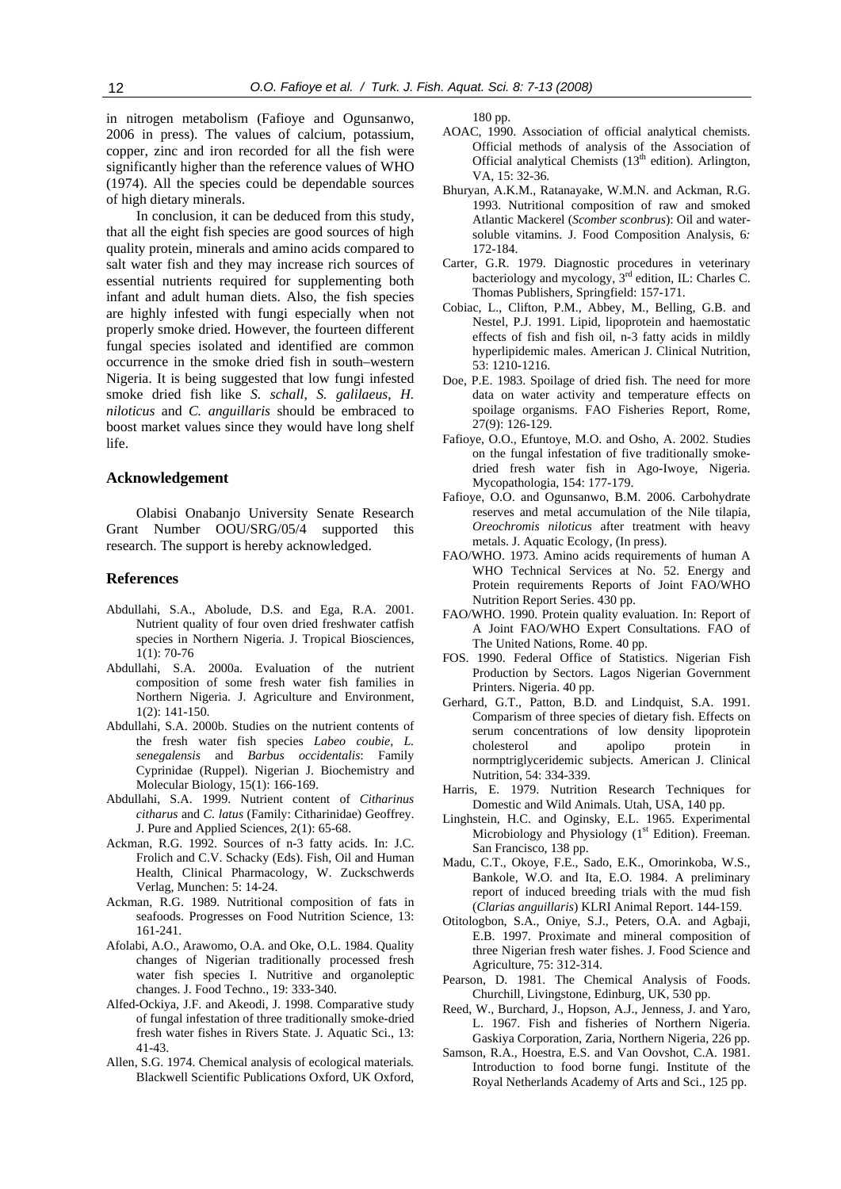in nitrogen metabolism (Fafioye and Ogunsanwo, 2006 in press). The values of calcium, potassium, copper, zinc and iron recorded for all the fish were significantly higher than the reference values of WHO (1974). All the species could be dependable sources of high dietary minerals.

In conclusion, it can be deduced from this study, that all the eight fish species are good sources of high quality protein, minerals and amino acids compared to salt water fish and they may increase rich sources of essential nutrients required for supplementing both infant and adult human diets. Also, the fish species are highly infested with fungi especially when not properly smoke dried. However, the fourteen different fungal species isolated and identified are common occurrence in the smoke dried fish in south–western Nigeria. It is being suggested that low fungi infested smoke dried fish like *S. schall*, *S. galilaeus*, *H. niloticus* and *C. anguillaris* should be embraced to boost market values since they would have long shelf life.

## Acknowledgement

Olabisi Onabanjo University Senate Research Grant Number OOU/SRG/05/4 supported this research. The support is hereby acknowledged.

## References

Abdullahi, S.A., Abolude, D.S. and Ega, R.A. 2001. Nutrient quality of four oven dried freshwater catfish species in Northern Nigeria. J. Tropical Biosciences, 1(1): 70-76

Abdullahi, S.A. 2000a. Evaluation of the nutrient composition of some fresh water fish families in Northern Nigeria. J. Agriculture and Environment, 1(2): 141-150.

Abdullahi, S.A. 2000b. Studies on the nutrient contents of the fresh water fish species *Labeo coubie*, *L. senegalensis* and *Barbus occidentalis*: Family Cyprinidae (Ruppel). Nigerian J. Biochemistry and Molecular Biology, 15(1): 166-169.

Abdullahi, S.A. 1999. Nutrient content of *Citharinus citharus* and *C. latus* (Family: Citharinidae) Geoffrey. J. Pure and Applied Sciences, 2(1): 65-68.

Ackman, R.G. 1992. Sources of n-3 fatty acids. In: J.C. Frolich and C.V. Schacky (Eds). Fish, Oil and Human Health, Clinical Pharmacology, W. Zuckschwerds Verlag, Munchen: 5: 14-24.

Ackman, R.G. 1989. Nutritional composition of fats in seafoods. Progresses on Food Nutrition Science, 13: 161-241.

Afolabi, A.O., Arawomo, O.A. and Oke, O.L. 1984. Quality changes of Nigerian traditionally processed fresh water fish species I. Nutritive and organoleptic changes. J. Food Techno., 19: 333-340.

Alfed-Ockiya, J.F. and Akeodi, J. 1998. Comparative study of fungal infestation of three traditionally smoke-dried fresh water fishes in Rivers State. J. Aquatic Sci., 13: 41-43.

Allen, S.G. 1974. Chemical analysis of ecological materials. Blackwell Scientific Publications Oxford, UK Oxford, 180 pp.

AOAC, 1990. Association of official analytical chemists. Official methods of analysis of the Association of Official analytical Chemists (13th edition). Arlington, VA, 15: 32-36.

Bhuryan, A.K.M., Ratanayake, W.M.N. and Ackman, R.G. 1993. Nutritional composition of raw and smoked Atlantic Mackerel (*Scomber sconbrus*): Oil and water-soluble vitamins. J. Food Composition Analysis, 6: 172-184.

Carter, G.R. 1979. Diagnostic procedures in veterinary bacteriology and mycology, 3rd edition, IL: Charles C. Thomas Publishers, Springfield: 157-171.

Cobiac, L., Clifton, P.M., Abbey, M., Belling, G.B. and Nestel, P.J. 1991. Lipid, lipoprotein and haemostatic effects of fish and fish oil, n-3 fatty acids in mildly hyperlipidemic males. American J. Clinical Nutrition, 53: 1210-1216.

Doe, P.E. 1983. Spoilage of dried fish. The need for more data on water activity and temperature effects on spoilage organisms. FAO Fisheries Report, Rome, 27(9): 126-129.

Fafioye, O.O., Efuntoye, M.O. and Osho, A. 2002. Studies on the fungal infestation of five traditionally smoke-dried fresh water fish in Ago-Iwoye, Nigeria. Mycopathologia, 154: 177-179.

Fafioye, O.O. and Ogunsanwo, B.M. 2006. Carbohydrate reserves and metal accumulation of the Nile tilapia, *Oreochromis niloticus* after treatment with heavy metals. J. Aquatic Ecology, (In press).

FAO/WHO. 1973. Amino acids requirements of human A WHO Technical Services at No. 52. Energy and Protein requirements Reports of Joint FAO/WHO Nutrition Report Series. 430 pp.

FAO/WHO. 1990. Protein quality evaluation. In: Report of A Joint FAO/WHO Expert Consultations. FAO of The United Nations, Rome. 40 pp.

FOS. 1990. Federal Office of Statistics. Nigerian Fish Production by Sectors. Lagos Nigerian Government Printers. Nigeria. 40 pp.

Gerhard, G.T., Patton, B.D. and Lindquist, S.A. 1991. Comparism of three species of dietary fish. Effects on serum concentrations of low density lipoprotein cholesterol and apolipo protein in normptriglyceridemic subjects. American J. Clinical Nutrition, 54: 334-339.

Harris, E. 1979. Nutrition Research Techniques for Domestic and Wild Animals. Utah, USA, 140 pp.

Linghstein, H.C. and Oginsky, E.L. 1965. Experimental Microbiology and Physiology (1st Edition). Freeman. San Francisco, 138 pp.

Madu, C.T., Okoye, F.E., Sado, E.K., Omorinkoba, W.S., Bankole, W.O. and Ita, E.O. 1984. A preliminary report of induced breeding trials with the mud fish (*Clarias anguillaris*) KLRI Animal Report. 144-159.

Otitologbon, S.A., Oniye, S.J., Peters, O.A. and Agbaji, E.B. 1997. Proximate and mineral composition of three Nigerian fresh water fishes. J. Food Science and Agriculture, 75: 312-314.

Pearson, D. 1981. The Chemical Analysis of Foods. Churchill, Livingstone, Edinburg, UK, 530 pp.

Reed, W., Burchard, J., Hopson, A.J., Jenness, J. and Yaro, L. 1967. Fish and fisheries of Northern Nigeria. Gaskiya Corporation, Zaria, Northern Nigeria, 226 pp.

Samson, R.A., Hoestra, E.S. and Van Oovshot, C.A. 1981. Introduction to food borne fungi. Institute of the Royal Netherlands Academy of Arts and Sci., 125 pp.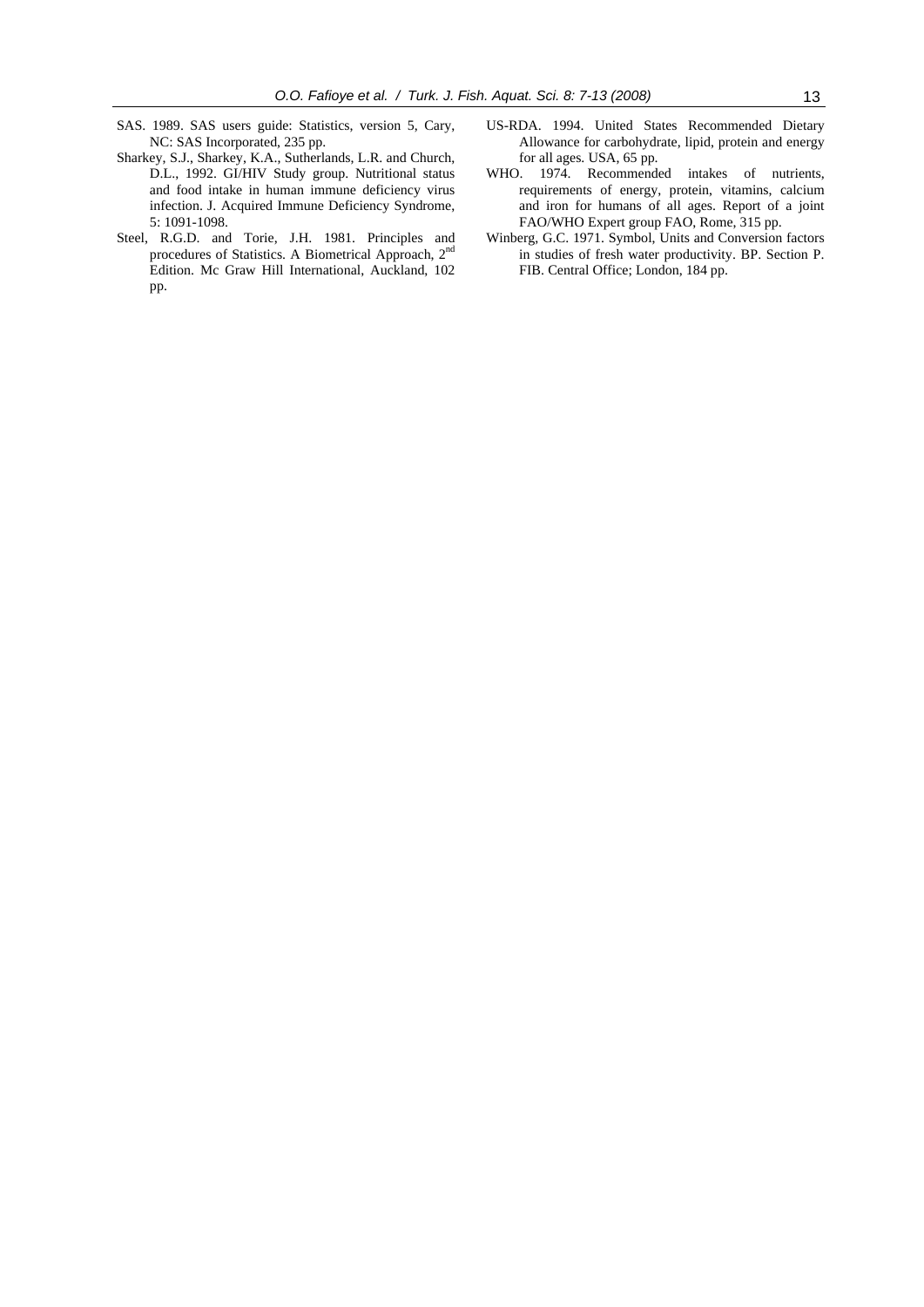SAS. 1989. SAS users guide: Statistics, version 5, Cary, NC: SAS Incorporated, 235 pp.

Sharkey, S.J., Sharkey, K.A., Sutherlands, L.R. and Church, D.L., 1992. GI/HIV Study group. Nutritional status and food intake in human immune deficiency virus infection. J. Acquired Immune Deficiency Syndrome, 5: 1091-1098.

Steel, R.G.D. and Torie, J.H. 1981. Principles and procedures of Statistics. A Biometrical Approach, 2nd Edition. Mc Graw Hill International, Auckland, 102 pp.

US-RDA. 1994. United States Recommended Dietary Allowance for carbohydrate, lipid, protein and energy for all ages. USA, 65 pp.

WHO. 1974. Recommended intakes of nutrients, requirements of energy, protein, vitamins, calcium and iron for humans of all ages. Report of a joint FAO/WHO Expert group FAO, Rome, 315 pp.

Winberg, G.C. 1971. Symbol, Units and Conversion factors in studies of fresh water productivity. BP. Section P. FIB. Central Office; London, 184 pp.